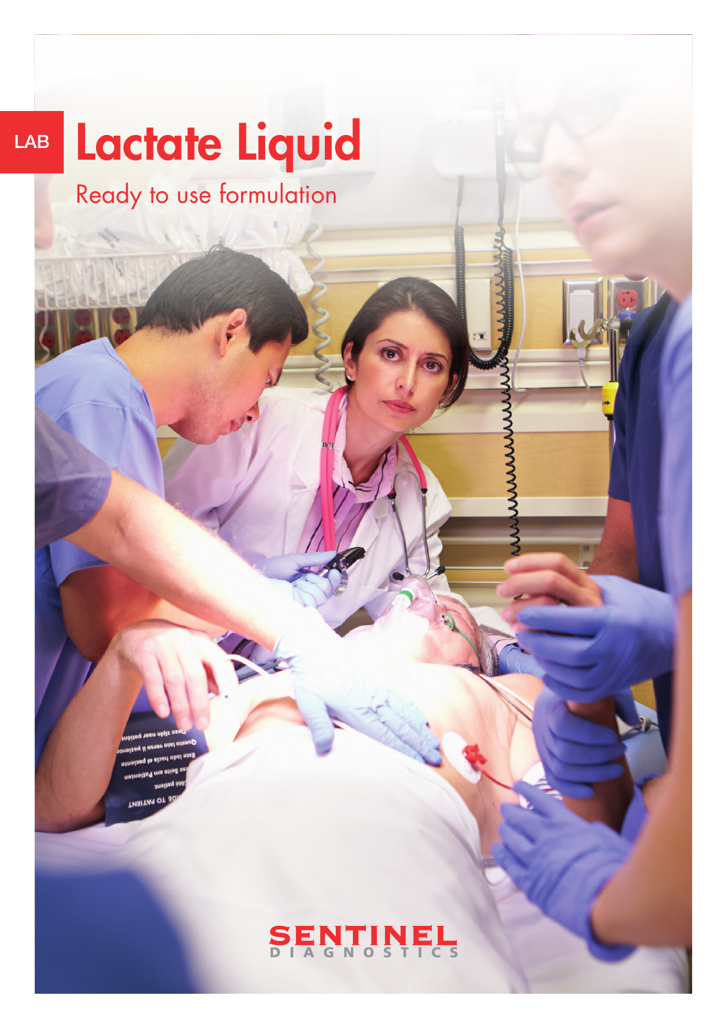LAB

# Lactate Liquid

Ready to use formulation

SENTINEL DIAGNOSTICS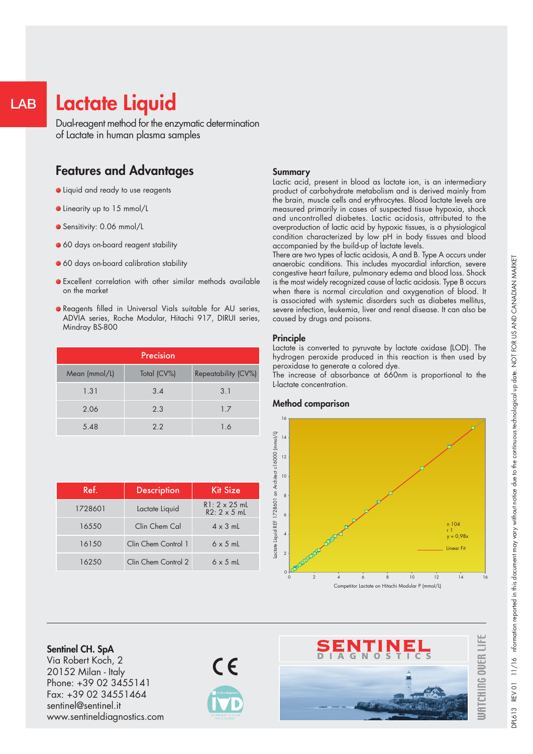LAB

# Lactate Liquid

Dual-reagent method for the enzymatic determination of Lactate in human plasma samples

## Features and Advantages

- Liquid and ready to use reagents
- Linearity up to 15 mmol/L
- Sensitivity: 0.06 mmol/L
- 60 days on-board reagent stability
- 60 days on-board calibration stability
- Excellent correlation with other similar methods available on the market
- Reagents filled in Universal Vials suitable for AU series, ADVIA series, Roche Modular, Hitachi 917, DIRUI series, Mindray BS-800

| Precision | | |
|---|---|---|
| Mean (mmol/L) | Total (CV%) | Repeatability (CV%) |
| 1.31 | 3.4 | 3.1 |
| 2.06 | 2.3 | 1.7 |
| 5.48 | 2.2 | 1.6 |

| Ref. | Description | Kit Size |
|---|---|---|
| 1728601 | Lactate Liquid | R1: 2 x 25 mL<br>R2: 2 x 5 mL |
| 16550 | Clin Chem Cal | 4 x 3 mL |
| 16150 | Clin Chem Control 1 | 6 x 5 mL |
| 16250 | Clin Chem Control 2 | 6 x 5 mL |

### Summary

Lactic acid, present in blood as lactate ion, is an intermediary product of carbohydrate metabolism and is derived mainly from the brain, muscle cells and erythrocytes. Blood lactate levels are measured primarily in cases of suspected tissue hypoxia, shock and uncontrolled diabetes. Lactic acidosis, attributed to the overproduction of lactic acid by hypoxic tissues, is a physiological condition characterized by low pH in body tissues and blood accompanied by the build-up of lactate levels.
There are two types of lactic acidosis, A and B. Type A occurs under anaerobic conditions. This includes myocardial infarction, severe congestive heart failure, pulmonary edema and blood loss. Shock is the most widely recognized cause of lactic acidosis. Type B occurs when there is normal circulation and oxygenation of blood. It is associated with systemic disorders such as diabetes mellitus, severe infection, leukemia, liver and renal disease. It can also be caused by drugs and poisons.

### Principle

Lactate is converted to pyruvate by lactate oxidase (LOD). The hydrogen peroxide produced in this reaction is then used by peroxidase to generate a colored dye.
The increase of absorbance at 660nm is proportional to the L-lactate concentration.

### Method comparison

Lactate Liquid REF 1728601 on Architect c16000 (mmol/L)

Competitor Lactate on Hitachi Modular P (mmol/L)

0 2 4 6 8 10 12 14 16

n 104
r 1
y = 0,98x

Linear Fit

**Sentinel CH. SpA**
Via Robert Koch, 2
20152 Milan - Italy
Phone: +39 02 3455141
Fax: +39 02 34551464
sentinel@sentinel.it
www.sentineldiagnostics.com

SENTINEL DIAGNOSTICS

WATCHING OVER LIFE

DPL613 REV 01 11/16 nformation reported in this document may vary without notice due to the continuous technological up date. NOT FOR US AND CANADIAN MARKET